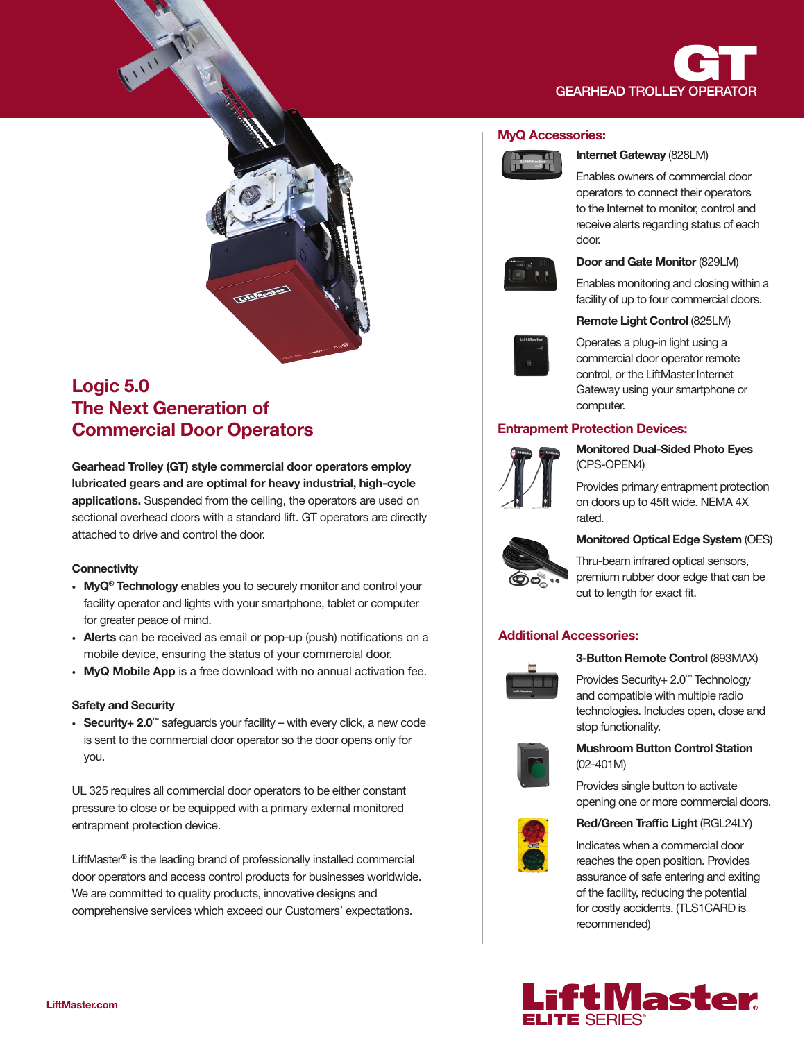# GT

GEARHEAD TROLLEY OPERATOR

## Logic 5.0
## The Next Generation of Commercial Door Operators

**Gearhead Trolley (GT) style commercial door operators employ lubricated gears and are optimal for heavy industrial, high-cycle applications.** Suspended from the ceiling, the operators are used on sectional overhead doors with a standard lift. GT operators are directly attached to drive and control the door.

### Connectivity

- **MyQ® Technology** enables you to securely monitor and control your facility operator and lights with your smartphone, tablet or computer for greater peace of mind.
- **Alerts** can be received as email or pop-up (push) notifications on a mobile device, ensuring the status of your commercial door.
- **MyQ Mobile App** is a free download with no annual activation fee.

### Safety and Security

- **Security+ 2.0™** safeguards your facility – with every click, a new code is sent to the commercial door operator so the door opens only for you.

UL 325 requires all commercial door operators to be either constant pressure to close or be equipped with a primary external monitored entrapment protection device.

LiftMaster® is the leading brand of professionally installed commercial door operators and access control products for businesses worldwide. We are committed to quality products, innovative designs and comprehensive services which exceed our Customers' expectations.

### MyQ Accessories:

**Internet Gateway** (828LM)

Enables owners of commercial door operators to connect their operators to the Internet to monitor, control and receive alerts regarding status of each door.

**Door and Gate Monitor** (829LM)

Enables monitoring and closing within a facility of up to four commercial doors.

**Remote Light Control** (825LM)

Operates a plug-in light using a commercial door operator remote control, or the LiftMaster Internet Gateway using your smartphone or computer.

### Entrapment Protection Devices:

**Monitored Dual-Sided Photo Eyes** (CPS-OPEN4)

Provides primary entrapment protection on doors up to 45ft wide. NEMA 4X rated.

**Monitored Optical Edge System** (OES)

Thru-beam infrared optical sensors, premium rubber door edge that can be cut to length for exact fit.

### Additional Accessories:

**3-Button Remote Control** (893MAX)

Provides Security+ 2.0™ Technology and compatible with multiple radio technologies. Includes open, close and stop functionality.

**Mushroom Button Control Station** (02-401M)

Provides single button to activate opening one or more commercial doors.

**Red/Green Traffic Light** (RGL24LY)

Indicates when a commercial door reaches the open position. Provides assurance of safe entering and exiting of the facility, reducing the potential for costly accidents. (TLS1CARD is recommended)

LiftMaster.com

LiftMaster® ELITE SERIES®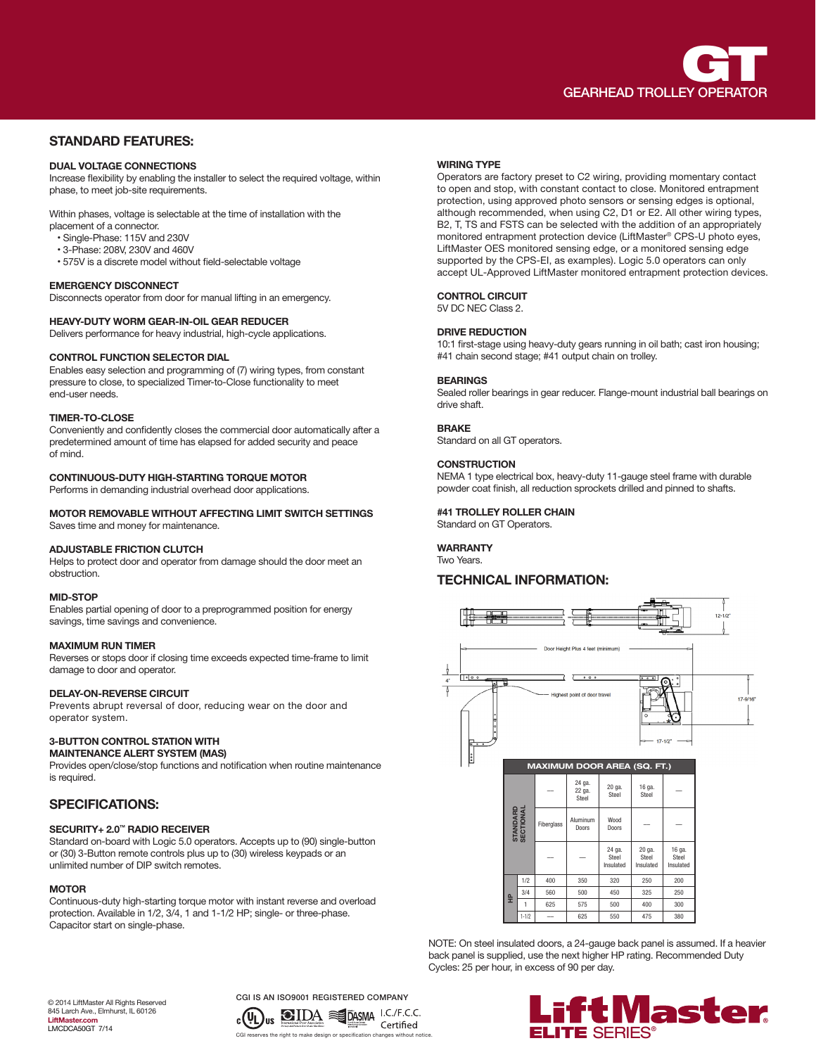# GT

GEARHEAD TROLLEY OPERATOR

## STANDARD FEATURES:

**DUAL VOLTAGE CONNECTIONS**
Increase flexibility by enabling the installer to select the required voltage, within phase, to meet job-site requirements.

Within phases, voltage is selectable at the time of installation with the placement of a connector.

- Single-Phase: 115V and 230V
- 3-Phase: 208V, 230V and 460V
- 575V is a discrete model without field-selectable voltage

**EMERGENCY DISCONNECT**
Disconnects operator from door for manual lifting in an emergency.

**HEAVY-DUTY WORM GEAR-IN-OIL GEAR REDUCER**
Delivers performance for heavy industrial, high-cycle applications.

**CONTROL FUNCTION SELECTOR DIAL**
Enables easy selection and programming of (7) wiring types, from constant pressure to close, to specialized Timer-to-Close functionality to meet end-user needs.

**TIMER-TO-CLOSE**
Conveniently and confidently closes the commercial door automatically after a predetermined amount of time has elapsed for added security and peace of mind.

**CONTINUOUS-DUTY HIGH-STARTING TORQUE MOTOR**
Performs in demanding industrial overhead door applications.

**MOTOR REMOVABLE WITHOUT AFFECTING LIMIT SWITCH SETTINGS**
Saves time and money for maintenance.

**ADJUSTABLE FRICTION CLUTCH**
Helps to protect door and operator from damage should the door meet an obstruction.

**MID-STOP**
Enables partial opening of door to a preprogrammed position for energy savings, time savings and convenience.

**MAXIMUM RUN TIMER**
Reverses or stops door if closing time exceeds expected time-frame to limit damage to door and operator.

**DELAY-ON-REVERSE CIRCUIT**
Prevents abrupt reversal of door, reducing wear on the door and operator system.

**3-BUTTON CONTROL STATION WITH MAINTENANCE ALERT SYSTEM (MAS)**
Provides open/close/stop functions and notification when routine maintenance is required.

## SPECIFICATIONS:

**SECURITY+ 2.0™ RADIO RECEIVER**
Standard on-board with Logic 5.0 operators. Accepts up to (90) single-button or (30) 3-Button remote controls plus up to (30) wireless keypads or an unlimited number of DIP switch remotes.

**MOTOR**
Continuous-duty high-starting torque motor with instant reverse and overload protection. Available in 1/2, 3/4, 1 and 1-1/2 HP; single- or three-phase. Capacitor start on single-phase.

**WIRING TYPE**
Operators are factory preset to C2 wiring, providing momentary contact to open and stop, with constant contact to close. Monitored entrapment protection, using approved photo sensors or sensing edges is optional, although recommended, when using C2, D1 or E2. All other wiring types, B2, T, TS and FSTS can be selected with the addition of an appropriately monitored entrapment protection device (LiftMaster® CPS-U photo eyes, LiftMaster OES monitored sensing edge, or a monitored sensing edge supported by the CPS-EI, as examples). Logic 5.0 operators can only accept UL-Approved LiftMaster monitored entrapment protection devices.

**CONTROL CIRCUIT**
5V DC NEC Class 2.

**DRIVE REDUCTION**
10:1 first-stage using heavy-duty gears running in oil bath; cast iron housing; #41 chain second stage; #41 output chain on trolley.

**BEARINGS**
Sealed roller bearings in gear reducer. Flange-mount industrial ball bearings on drive shaft.

**BRAKE**
Standard on all GT operators.

**CONSTRUCTION**
NEMA 1 type electrical box, heavy-duty 11-gauge steel frame with durable powder coat finish, all reduction sprockets drilled and pinned to shafts.

**#41 TROLLEY ROLLER CHAIN**
Standard on GT Operators.

**WARRANTY**
Two Years.

## TECHNICAL INFORMATION:

12-1/2"
Door Height Plus 4 feet (minimum)
4"
Highest point of door travel
17-9/16"
17-1/2"

**MAXIMUM DOOR AREA (SQ. FT.)**

| STANDARD SECTIONAL | | — | 24 ga. 22 ga. Steel | 20 ga. Steel | 16 ga. Steel | — |
|---|---|---|---|---|---|---|
| | | Fiberglass | Aluminum Doors | Wood Doors | — | — |
| | | — | — | 24 ga. Steel Insulated | 20 ga. Steel Insulated | 16 ga. Steel Insulated |
| HP | 1/2 | 400 | 350 | 320 | 250 | 200 |
| | 3/4 | 560 | 500 | 450 | 325 | 250 |
| | 1 | 625 | 575 | 500 | 400 | 300 |
| | 1-1/2 | — | 625 | 550 | 475 | 380 |

NOTE: On steel insulated doors, a 24-gauge back panel is assumed. If a heavier back panel is supplied, use the next higher HP rating. Recommended Duty Cycles: 25 per hour, in excess of 90 per day.

© 2014 LiftMaster All Rights Reserved
845 Larch Ave., Elmhurst, IL 60126
LiftMaster.com
LMCDCA50GT 7/14

CGI IS AN ISO9001 REGISTERED COMPANY

I.C./F.C.C. Certified

CGI reserves the right to make design or specification changes without notice.

LiftMaster ELITE SERIES®